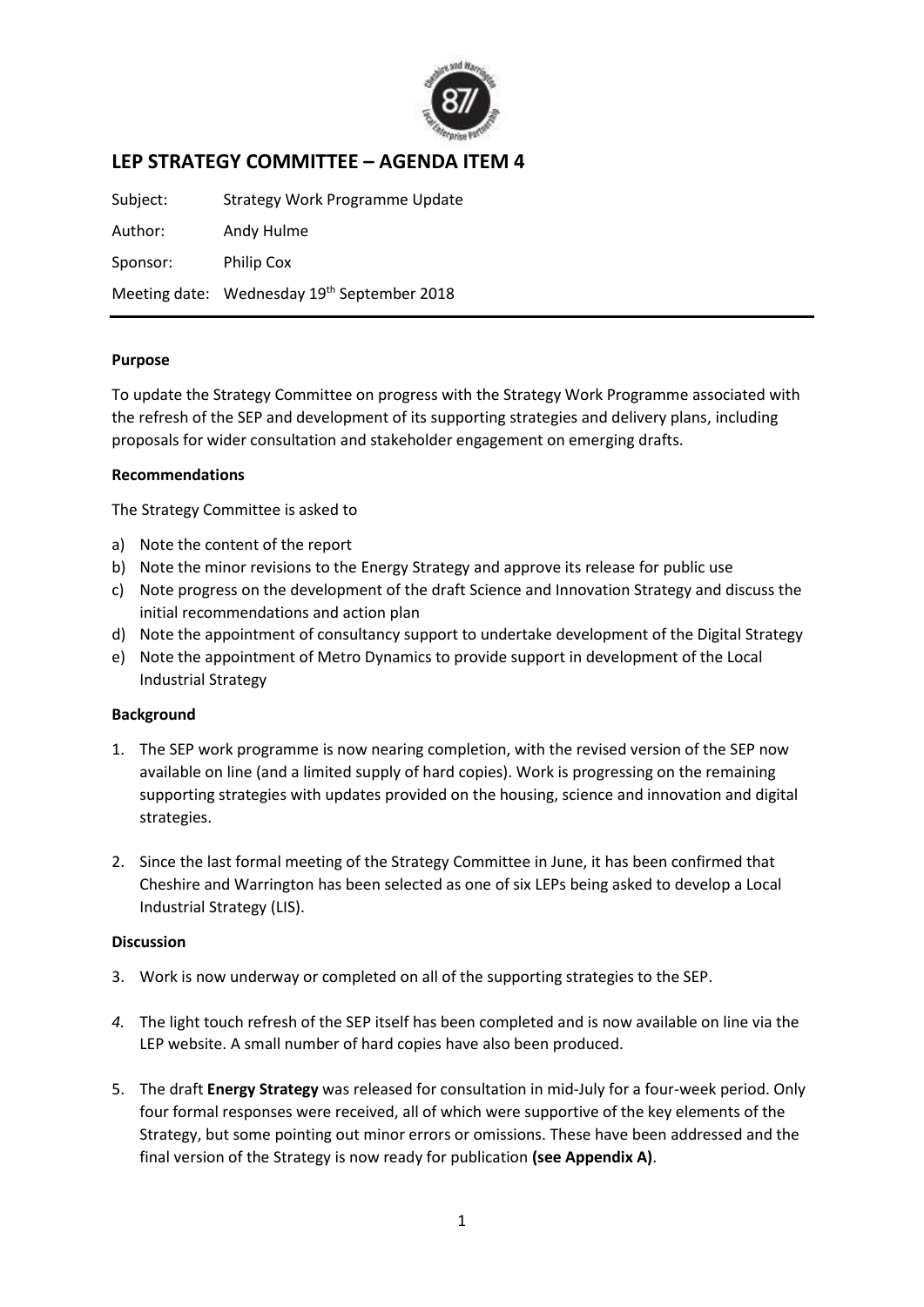# LEP STRATEGY COMMITTEE – AGENDA ITEM 4

Subject: Strategy Work Programme Update

Author: Andy Hulme

Sponsor: Philip Cox

Meeting date: Wednesday 19th September 2018

**Purpose**

To update the Strategy Committee on progress with the Strategy Work Programme associated with the refresh of the SEP and development of its supporting strategies and delivery plans, including proposals for wider consultation and stakeholder engagement on emerging drafts.

**Recommendations**

The Strategy Committee is asked to

a) Note the content of the report
b) Note the minor revisions to the Energy Strategy and approve its release for public use
c) Note progress on the development of the draft Science and Innovation Strategy and discuss the initial recommendations and action plan
d) Note the appointment of consultancy support to undertake development of the Digital Strategy
e) Note the appointment of Metro Dynamics to provide support in development of the Local Industrial Strategy

**Background**

1. The SEP work programme is now nearing completion, with the revised version of the SEP now available on line (and a limited supply of hard copies). Work is progressing on the remaining supporting strategies with updates provided on the housing, science and innovation and digital strategies.

2. Since the last formal meeting of the Strategy Committee in June, it has been confirmed that Cheshire and Warrington has been selected as one of six LEPs being asked to develop a Local Industrial Strategy (LIS).

**Discussion**

3. Work is now underway or completed on all of the supporting strategies to the SEP.

4. The light touch refresh of the SEP itself has been completed and is now available on line via the LEP website. A small number of hard copies have also been produced.

5. The draft **Energy Strategy** was released for consultation in mid-July for a four-week period. Only four formal responses were received, all of which were supportive of the key elements of the Strategy, but some pointing out minor errors or omissions. These have been addressed and the final version of the Strategy is now ready for publication **(see Appendix A)**.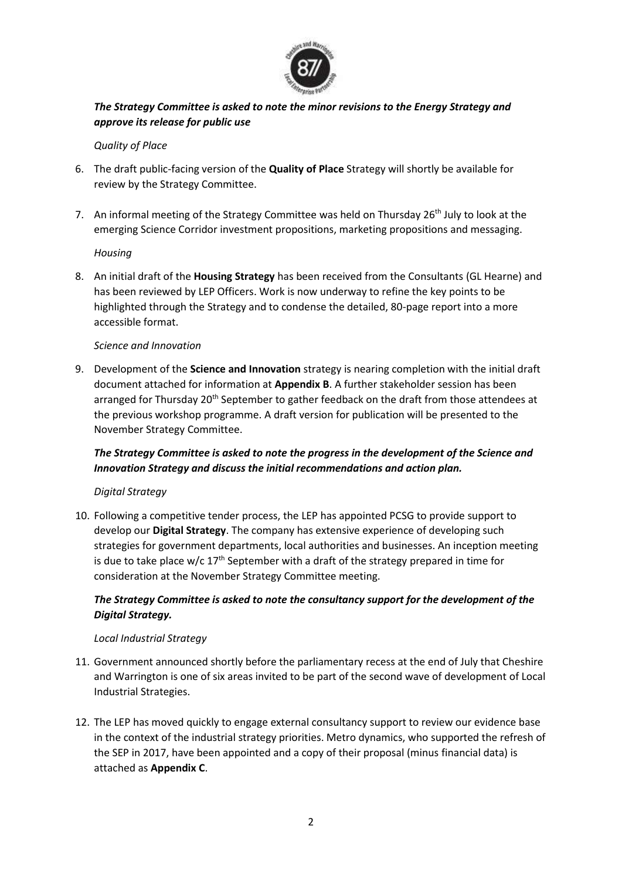***The Strategy Committee is asked to note the minor revisions to the Energy Strategy and approve its release for public use***

*Quality of Place*

6. The draft public-facing version of the **Quality of Place** Strategy will shortly be available for review by the Strategy Committee.

7. An informal meeting of the Strategy Committee was held on Thursday 26th July to look at the emerging Science Corridor investment propositions, marketing propositions and messaging.

*Housing*

8. An initial draft of the **Housing Strategy** has been received from the Consultants (GL Hearne) and has been reviewed by LEP Officers. Work is now underway to refine the key points to be highlighted through the Strategy and to condense the detailed, 80-page report into a more accessible format.

*Science and Innovation*

9. Development of the **Science and Innovation** strategy is nearing completion with the initial draft document attached for information at **Appendix B**. A further stakeholder session has been arranged for Thursday 20th September to gather feedback on the draft from those attendees at the previous workshop programme. A draft version for publication will be presented to the November Strategy Committee.

***The Strategy Committee is asked to note the progress in the development of the Science and Innovation Strategy and discuss the initial recommendations and action plan.***

*Digital Strategy*

10. Following a competitive tender process, the LEP has appointed PCSG to provide support to develop our **Digital Strategy**. The company has extensive experience of developing such strategies for government departments, local authorities and businesses. An inception meeting is due to take place w/c 17th September with a draft of the strategy prepared in time for consideration at the November Strategy Committee meeting.

***The Strategy Committee is asked to note the consultancy support for the development of the Digital Strategy.***

*Local Industrial Strategy*

11. Government announced shortly before the parliamentary recess at the end of July that Cheshire and Warrington is one of six areas invited to be part of the second wave of development of Local Industrial Strategies.

12. The LEP has moved quickly to engage external consultancy support to review our evidence base in the context of the industrial strategy priorities. Metro dynamics, who supported the refresh of the SEP in 2017, have been appointed and a copy of their proposal (minus financial data) is attached as **Appendix C**.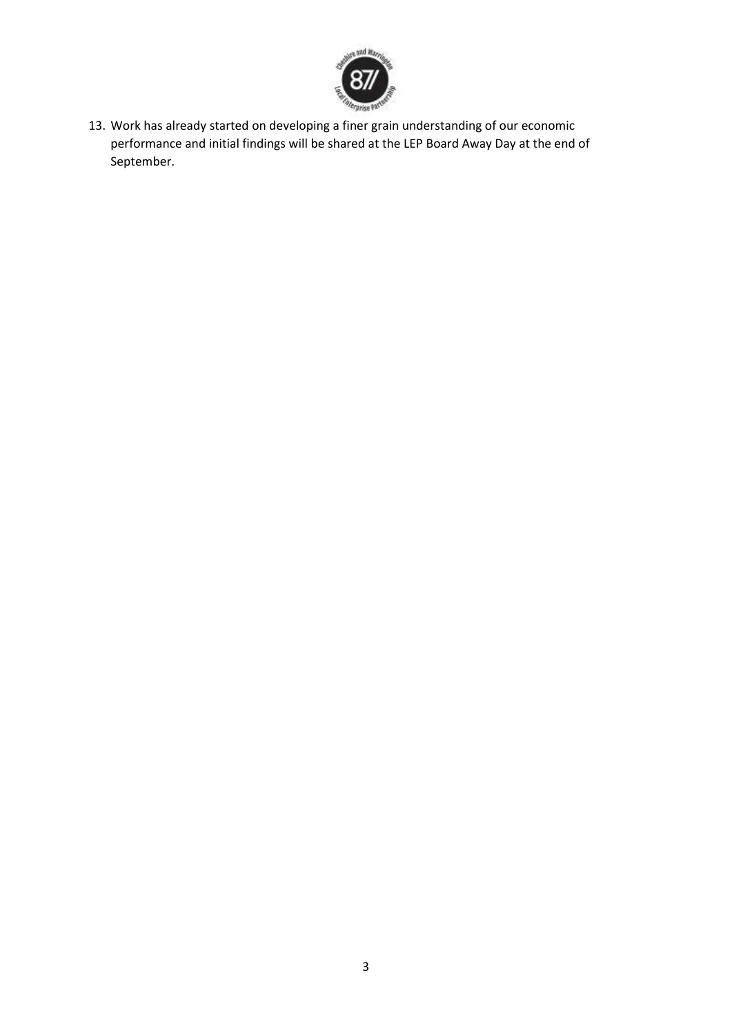13. Work has already started on developing a finer grain understanding of our economic performance and initial findings will be shared at the LEP Board Away Day at the end of September.